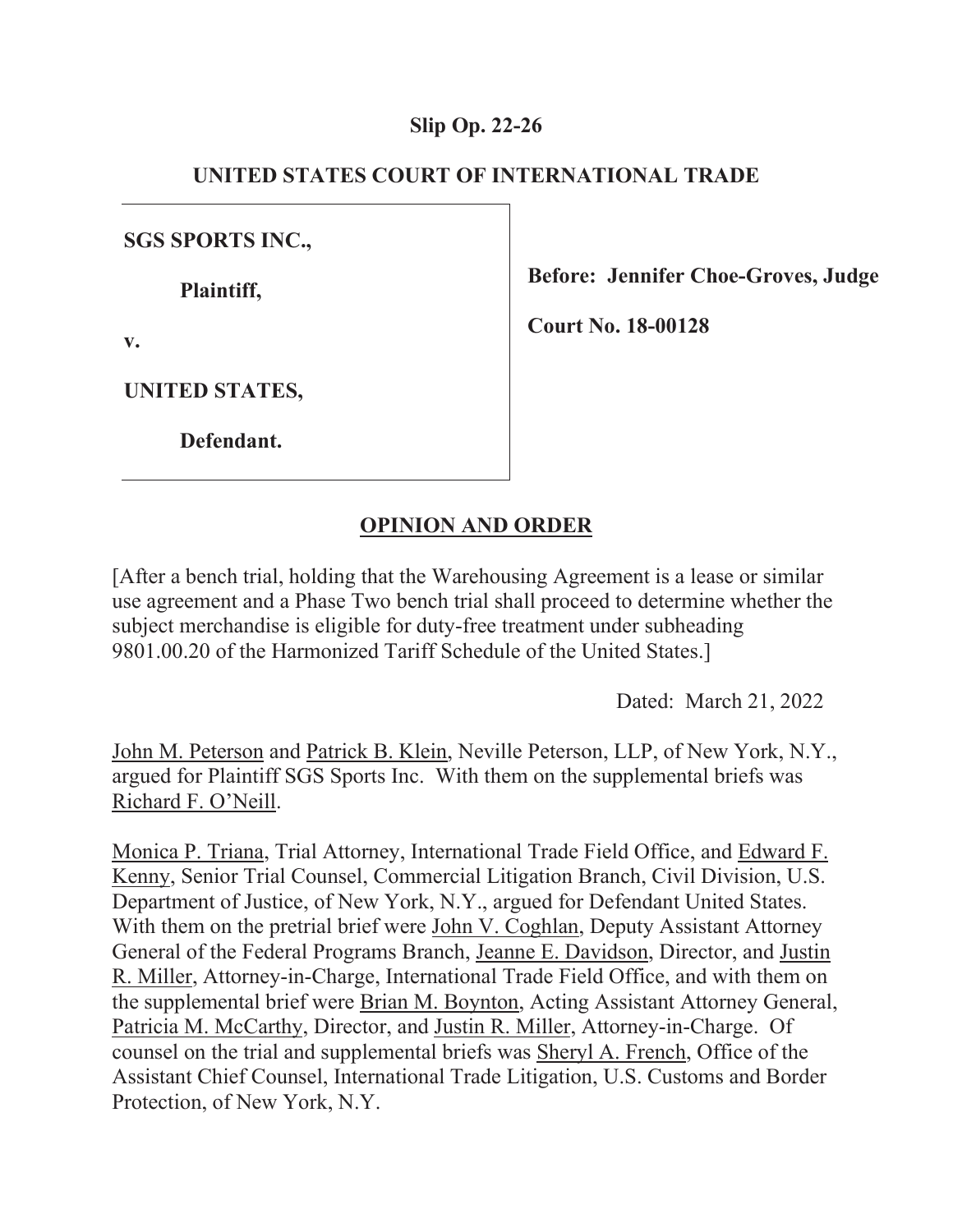**Slip Op. 22-26**

**UNITED STATES COURT OF INTERNATIONAL TRADE**

| | |
|---|---|
| **SGS SPORTS INC.,**<br><br>**Plaintiff,**<br><br>**v.**<br><br>**UNITED STATES,**<br><br>**Defendant.** | **Before: Jennifer Choe-Groves, Judge**<br><br>**Court No. 18-00128** |

**OPINION AND ORDER**

[After a bench trial, holding that the Warehousing Agreement is a lease or similar use agreement and a Phase Two bench trial shall proceed to determine whether the subject merchandise is eligible for duty-free treatment under subheading 9801.00.20 of the Harmonized Tariff Schedule of the United States.]

Dated: March 21, 2022

John M. Peterson and Patrick B. Klein, Neville Peterson, LLP, of New York, N.Y., argued for Plaintiff SGS Sports Inc. With them on the supplemental briefs was Richard F. O'Neill.

Monica P. Triana, Trial Attorney, International Trade Field Office, and Edward F. Kenny, Senior Trial Counsel, Commercial Litigation Branch, Civil Division, U.S. Department of Justice, of New York, N.Y., argued for Defendant United States. With them on the pretrial brief were John V. Coghlan, Deputy Assistant Attorney General of the Federal Programs Branch, Jeanne E. Davidson, Director, and Justin R. Miller, Attorney-in-Charge, International Trade Field Office, and with them on the supplemental brief were Brian M. Boynton, Acting Assistant Attorney General, Patricia M. McCarthy, Director, and Justin R. Miller, Attorney-in-Charge. Of counsel on the trial and supplemental briefs was Sheryl A. French, Office of the Assistant Chief Counsel, International Trade Litigation, U.S. Customs and Border Protection, of New York, N.Y.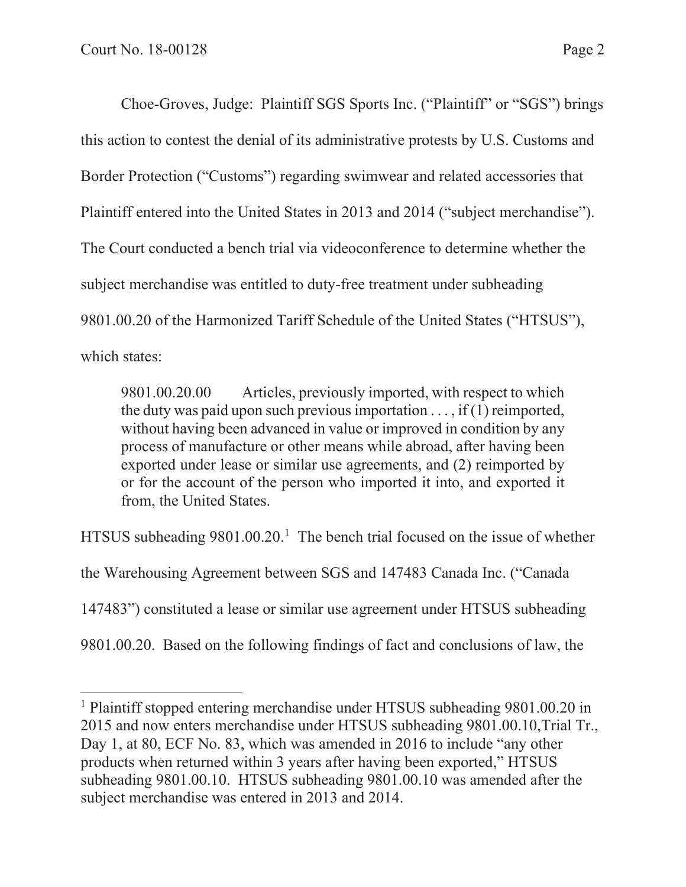Choe-Groves, Judge: Plaintiff SGS Sports Inc. ("Plaintiff" or "SGS") brings this action to contest the denial of its administrative protests by U.S. Customs and Border Protection ("Customs") regarding swimwear and related accessories that Plaintiff entered into the United States in 2013 and 2014 ("subject merchandise"). The Court conducted a bench trial via videoconference to determine whether the subject merchandise was entitled to duty-free treatment under subheading 9801.00.20 of the Harmonized Tariff Schedule of the United States ("HTSUS"), which states:

> 9801.00.20.00 Articles, previously imported, with respect to which the duty was paid upon such previous importation . . . , if (1) reimported, without having been advanced in value or improved in condition by any process of manufacture or other means while abroad, after having been exported under lease or similar use agreements, and (2) reimported by or for the account of the person who imported it into, and exported it from, the United States.

HTSUS subheading 9801.00.20.[1] The bench trial focused on the issue of whether the Warehousing Agreement between SGS and 147483 Canada Inc. ("Canada 147483") constituted a lease or similar use agreement under HTSUS subheading 9801.00.20. Based on the following findings of fact and conclusions of law, the

---

[1] Plaintiff stopped entering merchandise under HTSUS subheading 9801.00.20 in 2015 and now enters merchandise under HTSUS subheading 9801.00.10,Trial Tr., Day 1, at 80, ECF No. 83, which was amended in 2016 to include "any other products when returned within 3 years after having been exported," HTSUS subheading 9801.00.10. HTSUS subheading 9801.00.10 was amended after the subject merchandise was entered in 2013 and 2014.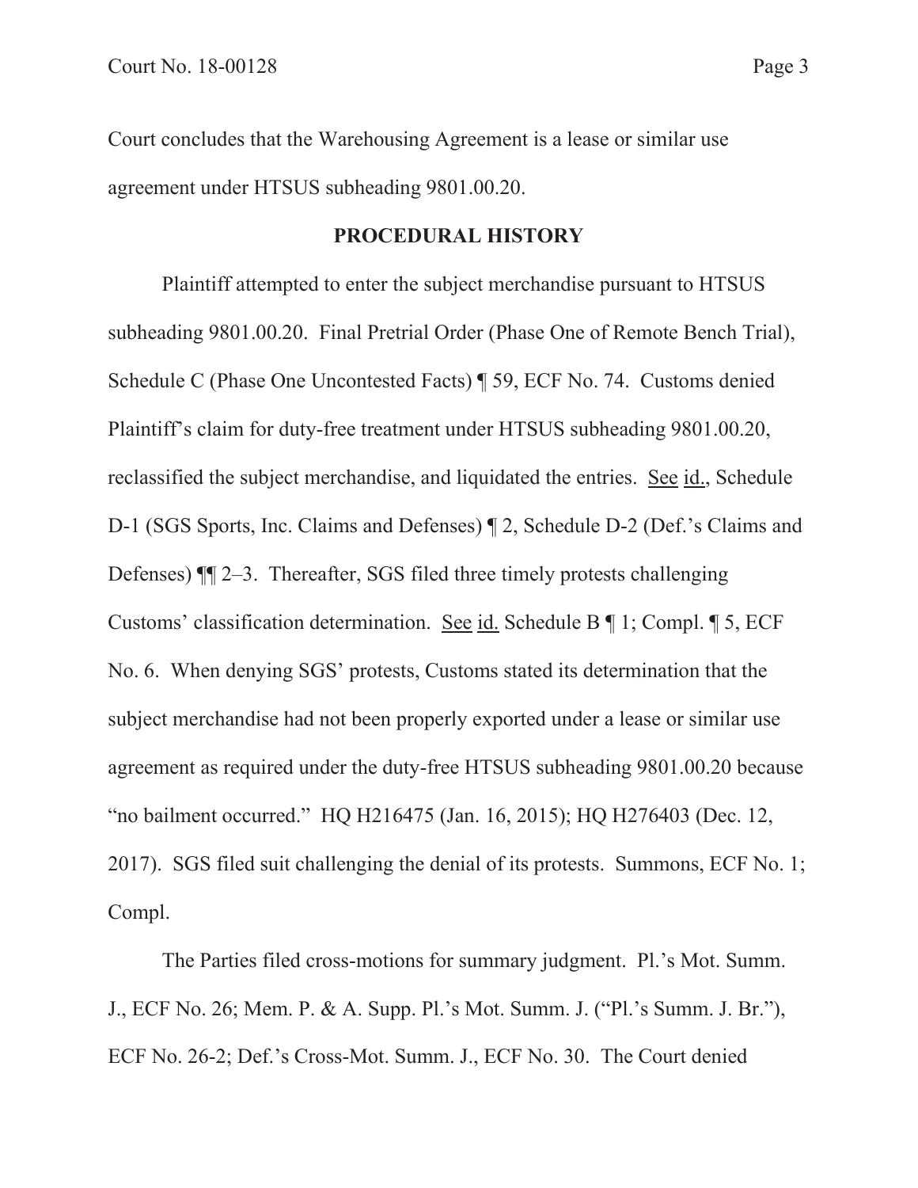Court concludes that the Warehousing Agreement is a lease or similar use agreement under HTSUS subheading 9801.00.20.

## PROCEDURAL HISTORY

Plaintiff attempted to enter the subject merchandise pursuant to HTSUS subheading 9801.00.20. Final Pretrial Order (Phase One of Remote Bench Trial), Schedule C (Phase One Uncontested Facts) ¶ 59, ECF No. 74. Customs denied Plaintiff's claim for duty-free treatment under HTSUS subheading 9801.00.20, reclassified the subject merchandise, and liquidated the entries. See id., Schedule D-1 (SGS Sports, Inc. Claims and Defenses) ¶ 2, Schedule D-2 (Def.'s Claims and Defenses) ¶¶ 2–3. Thereafter, SGS filed three timely protests challenging Customs' classification determination. See id. Schedule B ¶ 1; Compl. ¶ 5, ECF No. 6. When denying SGS' protests, Customs stated its determination that the subject merchandise had not been properly exported under a lease or similar use agreement as required under the duty-free HTSUS subheading 9801.00.20 because "no bailment occurred." HQ H216475 (Jan. 16, 2015); HQ H276403 (Dec. 12, 2017). SGS filed suit challenging the denial of its protests. Summons, ECF No. 1; Compl.

The Parties filed cross-motions for summary judgment. Pl.'s Mot. Summ. J., ECF No. 26; Mem. P. & A. Supp. Pl.'s Mot. Summ. J. ("Pl.'s Summ. J. Br."), ECF No. 26-2; Def.'s Cross-Mot. Summ. J., ECF No. 30. The Court denied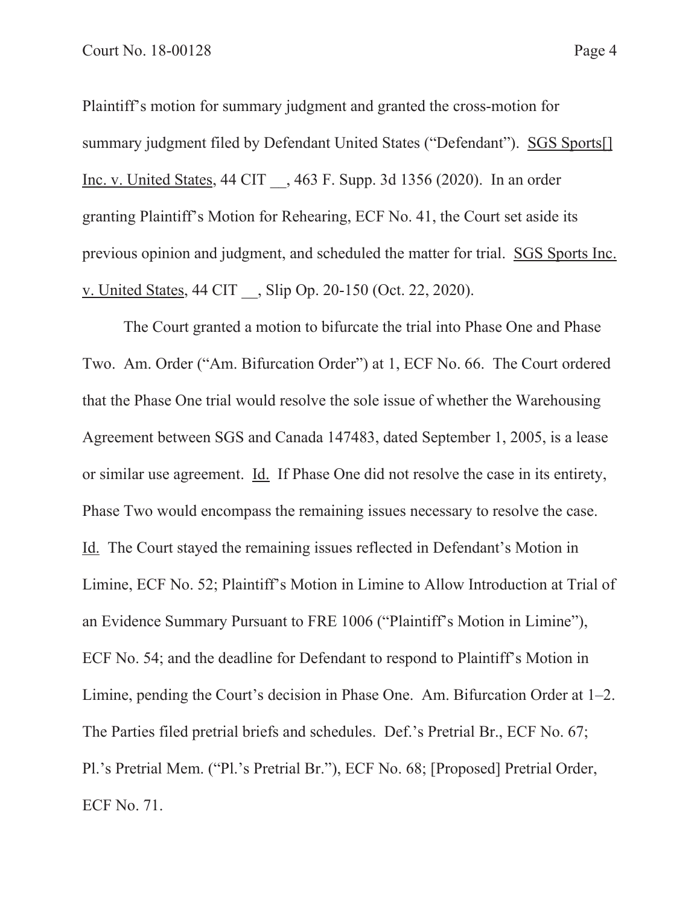Plaintiff's motion for summary judgment and granted the cross-motion for summary judgment filed by Defendant United States ("Defendant"). SGS Sports[] Inc. v. United States, 44 CIT __, 463 F. Supp. 3d 1356 (2020). In an order granting Plaintiff's Motion for Rehearing, ECF No. 41, the Court set aside its previous opinion and judgment, and scheduled the matter for trial. SGS Sports Inc. v. United States, 44 CIT __, Slip Op. 20-150 (Oct. 22, 2020).

The Court granted a motion to bifurcate the trial into Phase One and Phase Two. Am. Order ("Am. Bifurcation Order") at 1, ECF No. 66. The Court ordered that the Phase One trial would resolve the sole issue of whether the Warehousing Agreement between SGS and Canada 147483, dated September 1, 2005, is a lease or similar use agreement. Id. If Phase One did not resolve the case in its entirety, Phase Two would encompass the remaining issues necessary to resolve the case. Id. The Court stayed the remaining issues reflected in Defendant's Motion in Limine, ECF No. 52; Plaintiff's Motion in Limine to Allow Introduction at Trial of an Evidence Summary Pursuant to FRE 1006 ("Plaintiff's Motion in Limine"), ECF No. 54; and the deadline for Defendant to respond to Plaintiff's Motion in Limine, pending the Court's decision in Phase One. Am. Bifurcation Order at 1–2. The Parties filed pretrial briefs and schedules. Def.'s Pretrial Br., ECF No. 67; Pl.'s Pretrial Mem. ("Pl.'s Pretrial Br."), ECF No. 68; [Proposed] Pretrial Order, ECF No. 71.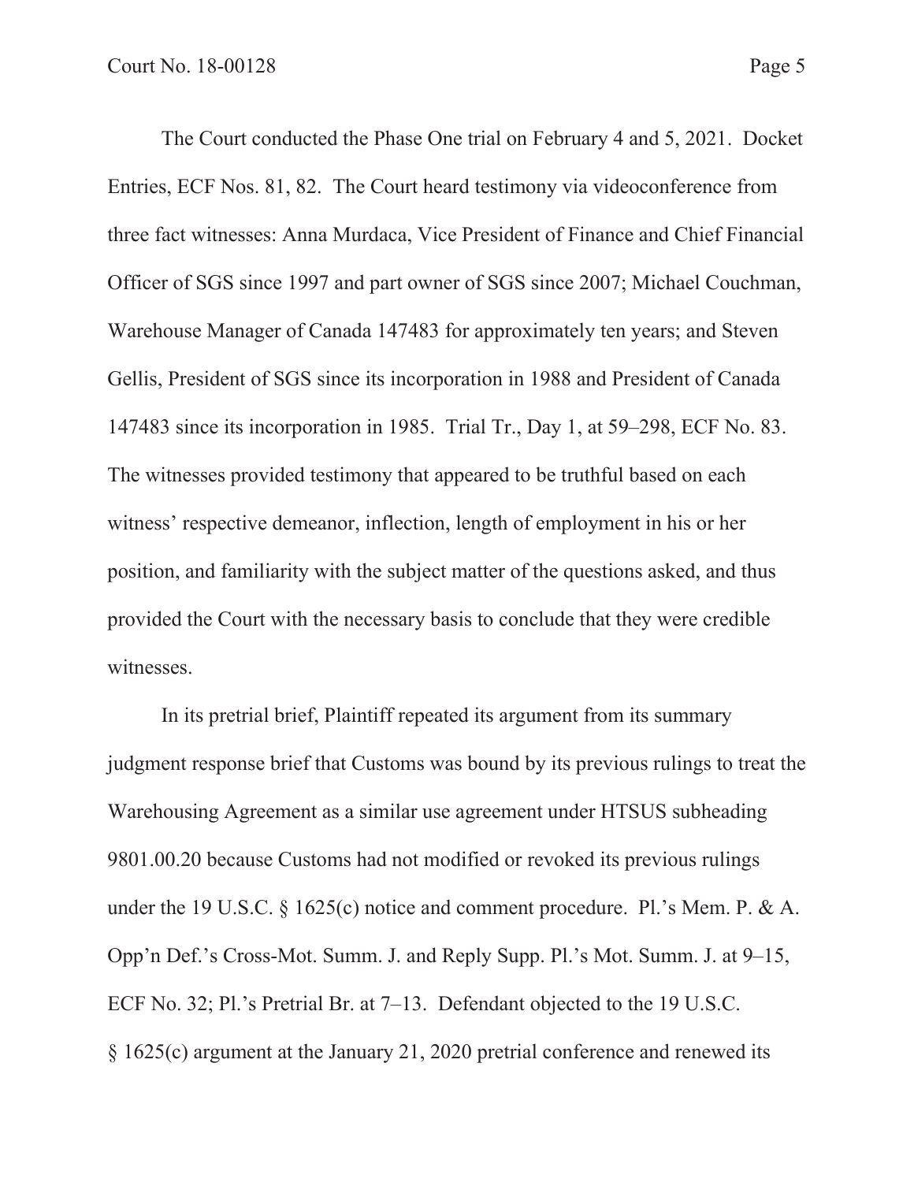The Court conducted the Phase One trial on February 4 and 5, 2021. Docket Entries, ECF Nos. 81, 82. The Court heard testimony via videoconference from three fact witnesses: Anna Murdaca, Vice President of Finance and Chief Financial Officer of SGS since 1997 and part owner of SGS since 2007; Michael Couchman, Warehouse Manager of Canada 147483 for approximately ten years; and Steven Gellis, President of SGS since its incorporation in 1988 and President of Canada 147483 since its incorporation in 1985. Trial Tr., Day 1, at 59–298, ECF No. 83. The witnesses provided testimony that appeared to be truthful based on each witness' respective demeanor, inflection, length of employment in his or her position, and familiarity with the subject matter of the questions asked, and thus provided the Court with the necessary basis to conclude that they were credible witnesses.

In its pretrial brief, Plaintiff repeated its argument from its summary judgment response brief that Customs was bound by its previous rulings to treat the Warehousing Agreement as a similar use agreement under HTSUS subheading 9801.00.20 because Customs had not modified or revoked its previous rulings under the 19 U.S.C. § 1625(c) notice and comment procedure. Pl.'s Mem. P. & A. Opp'n Def.'s Cross-Mot. Summ. J. and Reply Supp. Pl.'s Mot. Summ. J. at 9–15, ECF No. 32; Pl.'s Pretrial Br. at 7–13. Defendant objected to the 19 U.S.C. § 1625(c) argument at the January 21, 2020 pretrial conference and renewed its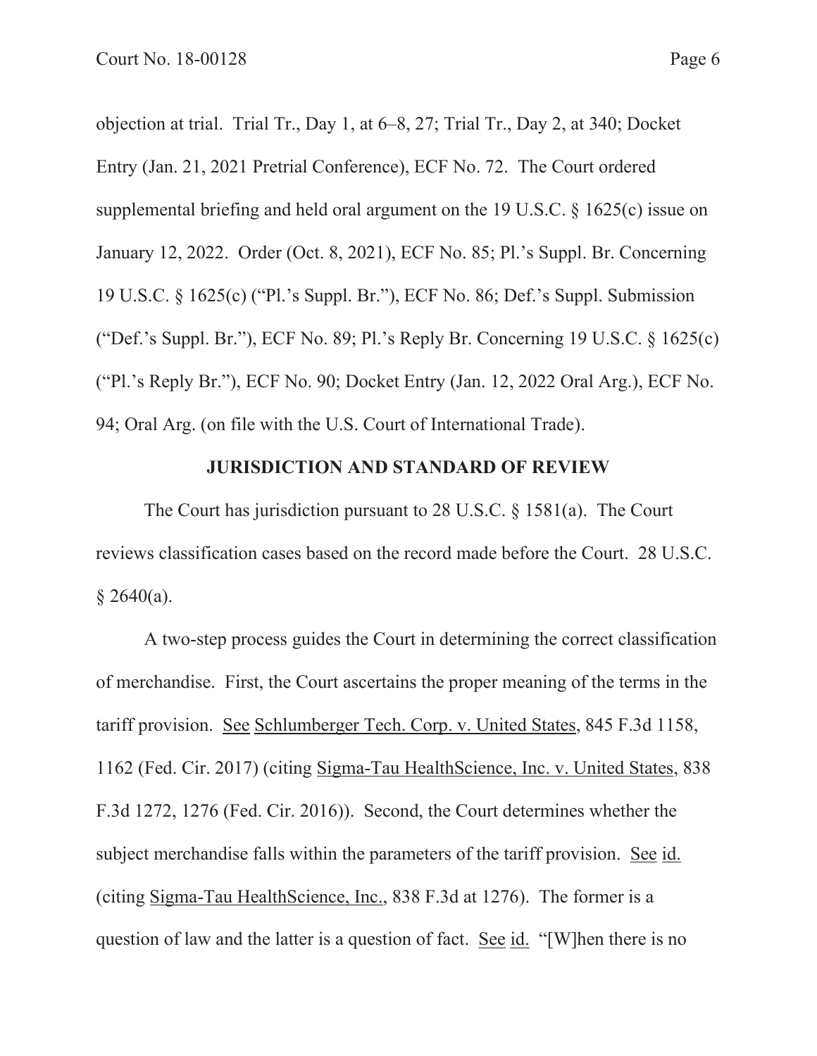objection at trial. Trial Tr., Day 1, at 6–8, 27; Trial Tr., Day 2, at 340; Docket Entry (Jan. 21, 2021 Pretrial Conference), ECF No. 72. The Court ordered supplemental briefing and held oral argument on the 19 U.S.C. § 1625(c) issue on January 12, 2022. Order (Oct. 8, 2021), ECF No. 85; Pl.'s Suppl. Br. Concerning 19 U.S.C. § 1625(c) ("Pl.'s Suppl. Br."), ECF No. 86; Def.'s Suppl. Submission ("Def.'s Suppl. Br."), ECF No. 89; Pl.'s Reply Br. Concerning 19 U.S.C. § 1625(c) ("Pl.'s Reply Br."), ECF No. 90; Docket Entry (Jan. 12, 2022 Oral Arg.), ECF No. 94; Oral Arg. (on file with the U.S. Court of International Trade).

## JURISDICTION AND STANDARD OF REVIEW

The Court has jurisdiction pursuant to 28 U.S.C. § 1581(a). The Court reviews classification cases based on the record made before the Court. 28 U.S.C. § 2640(a).

A two-step process guides the Court in determining the correct classification of merchandise. First, the Court ascertains the proper meaning of the terms in the tariff provision. See Schlumberger Tech. Corp. v. United States, 845 F.3d 1158, 1162 (Fed. Cir. 2017) (citing Sigma-Tau HealthScience, Inc. v. United States, 838 F.3d 1272, 1276 (Fed. Cir. 2016)). Second, the Court determines whether the subject merchandise falls within the parameters of the tariff provision. See id. (citing Sigma-Tau HealthScience, Inc., 838 F.3d at 1276). The former is a question of law and the latter is a question of fact. See id. "[W]hen there is no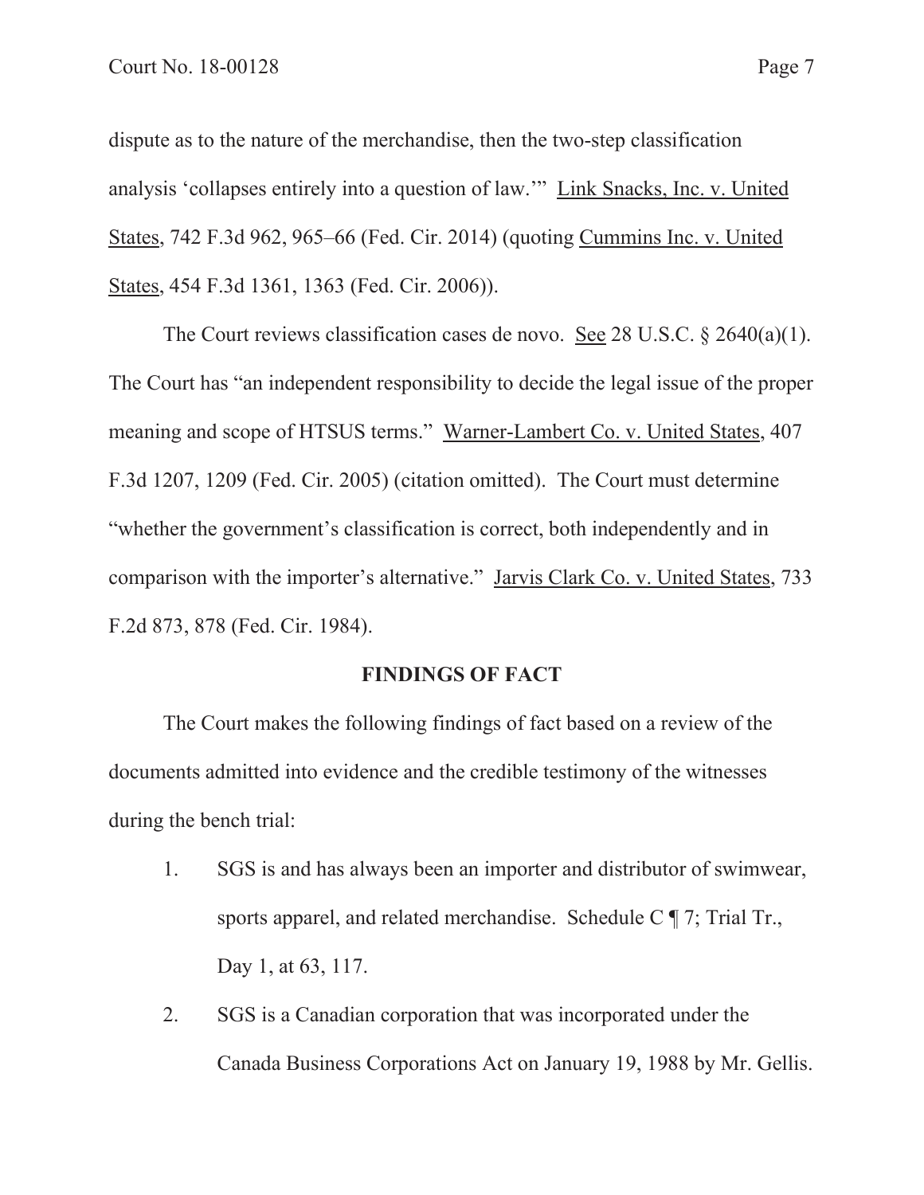dispute as to the nature of the merchandise, then the two-step classification analysis 'collapses entirely into a question of law.'" Link Snacks, Inc. v. United States, 742 F.3d 962, 965–66 (Fed. Cir. 2014) (quoting Cummins Inc. v. United States, 454 F.3d 1361, 1363 (Fed. Cir. 2006)).

The Court reviews classification cases de novo. See 28 U.S.C. § 2640(a)(1). The Court has "an independent responsibility to decide the legal issue of the proper meaning and scope of HTSUS terms." Warner-Lambert Co. v. United States, 407 F.3d 1207, 1209 (Fed. Cir. 2005) (citation omitted). The Court must determine "whether the government's classification is correct, both independently and in comparison with the importer's alternative." Jarvis Clark Co. v. United States, 733 F.2d 873, 878 (Fed. Cir. 1984).

## FINDINGS OF FACT

The Court makes the following findings of fact based on a review of the documents admitted into evidence and the credible testimony of the witnesses during the bench trial:

1. SGS is and has always been an importer and distributor of swimwear, sports apparel, and related merchandise. Schedule C ¶ 7; Trial Tr., Day 1, at 63, 117.

2. SGS is a Canadian corporation that was incorporated under the Canada Business Corporations Act on January 19, 1988 by Mr. Gellis.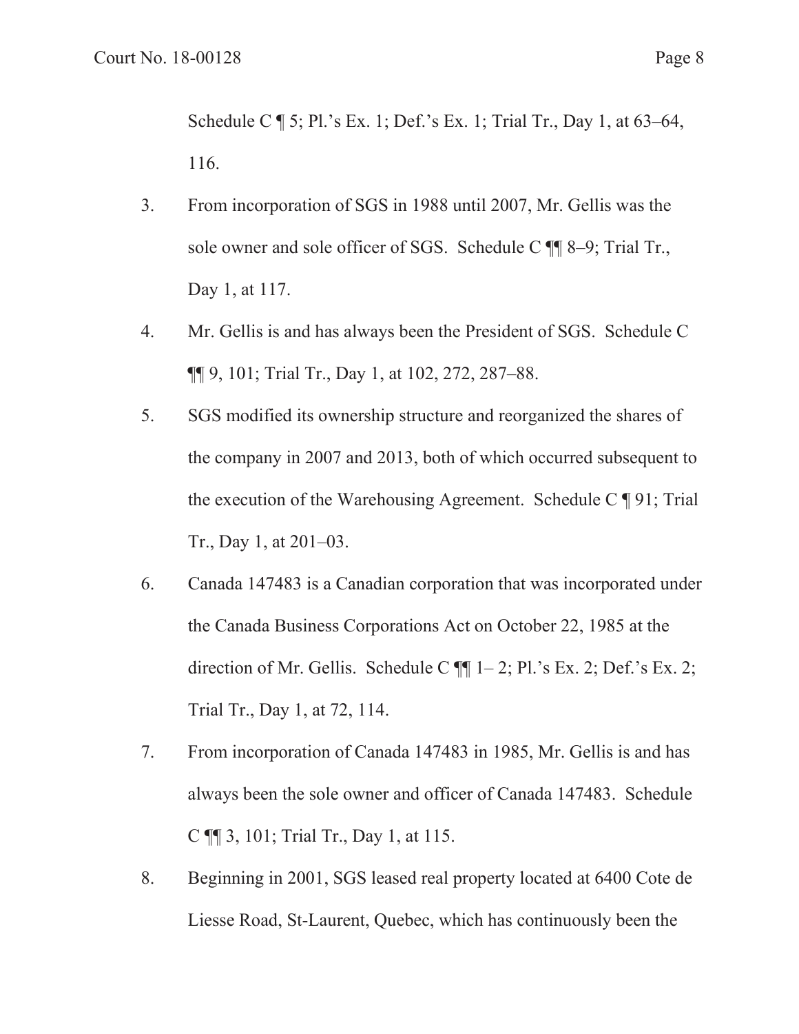Schedule C ¶ 5; Pl.'s Ex. 1; Def.'s Ex. 1; Trial Tr., Day 1, at 63–64, 116.

3. From incorporation of SGS in 1988 until 2007, Mr. Gellis was the sole owner and sole officer of SGS. Schedule C ¶¶ 8–9; Trial Tr., Day 1, at 117.

4. Mr. Gellis is and has always been the President of SGS. Schedule C ¶¶ 9, 101; Trial Tr., Day 1, at 102, 272, 287–88.

5. SGS modified its ownership structure and reorganized the shares of the company in 2007 and 2013, both of which occurred subsequent to the execution of the Warehousing Agreement. Schedule C ¶ 91; Trial Tr., Day 1, at 201–03.

6. Canada 147483 is a Canadian corporation that was incorporated under the Canada Business Corporations Act on October 22, 1985 at the direction of Mr. Gellis. Schedule C ¶¶ 1– 2; Pl.'s Ex. 2; Def.'s Ex. 2; Trial Tr., Day 1, at 72, 114.

7. From incorporation of Canada 147483 in 1985, Mr. Gellis is and has always been the sole owner and officer of Canada 147483. Schedule C ¶¶ 3, 101; Trial Tr., Day 1, at 115.

8. Beginning in 2001, SGS leased real property located at 6400 Cote de Liesse Road, St-Laurent, Quebec, which has continuously been the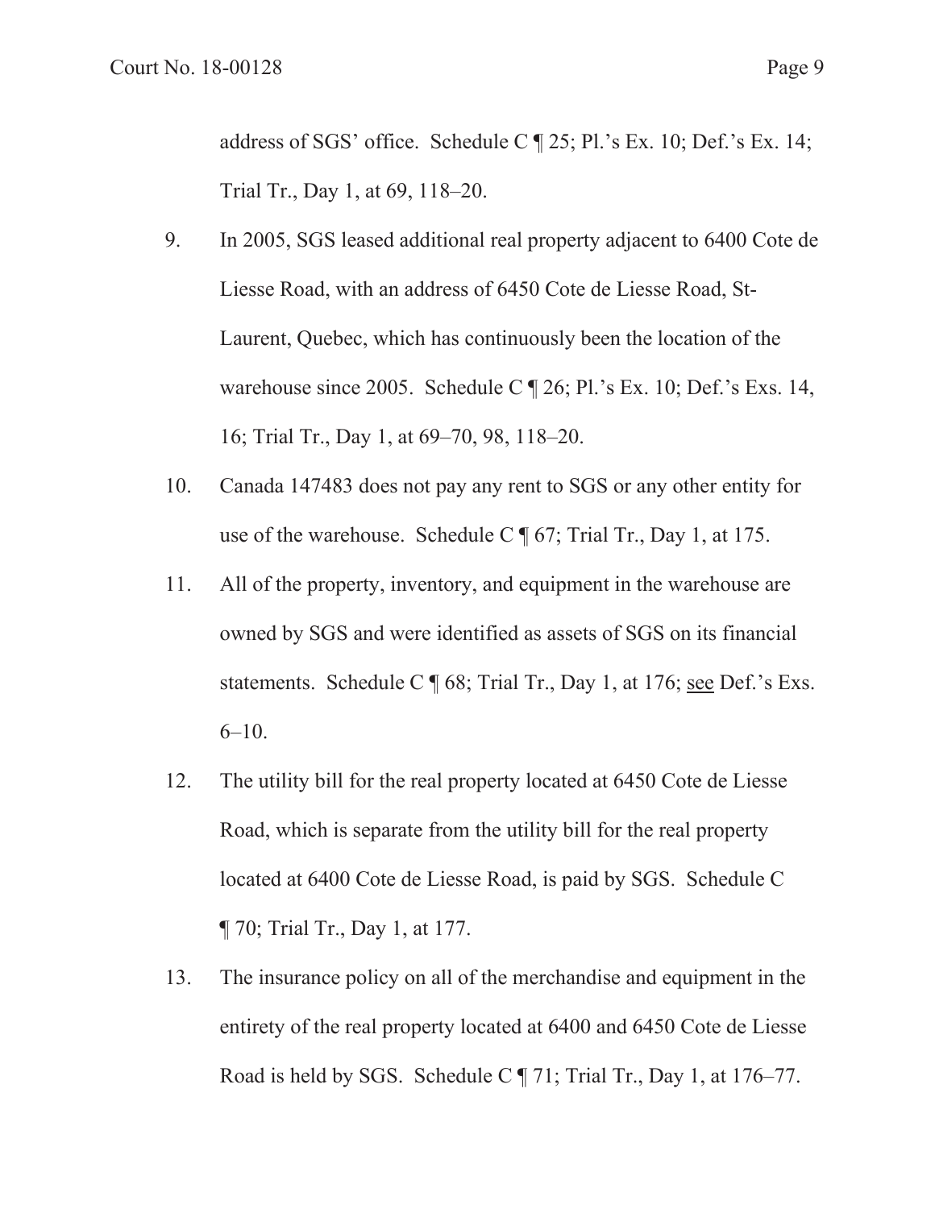address of SGS' office. Schedule C ¶ 25; Pl.'s Ex. 10; Def.'s Ex. 14; Trial Tr., Day 1, at 69, 118–20.

9. In 2005, SGS leased additional real property adjacent to 6400 Cote de Liesse Road, with an address of 6450 Cote de Liesse Road, St-Laurent, Quebec, which has continuously been the location of the warehouse since 2005. Schedule C ¶ 26; Pl.'s Ex. 10; Def.'s Exs. 14, 16; Trial Tr., Day 1, at 69–70, 98, 118–20.

10. Canada 147483 does not pay any rent to SGS or any other entity for use of the warehouse. Schedule C ¶ 67; Trial Tr., Day 1, at 175.

11. All of the property, inventory, and equipment in the warehouse are owned by SGS and were identified as assets of SGS on its financial statements. Schedule C ¶ 68; Trial Tr., Day 1, at 176; see Def.'s Exs. 6–10.

12. The utility bill for the real property located at 6450 Cote de Liesse Road, which is separate from the utility bill for the real property located at 6400 Cote de Liesse Road, is paid by SGS. Schedule C ¶ 70; Trial Tr., Day 1, at 177.

13. The insurance policy on all of the merchandise and equipment in the entirety of the real property located at 6400 and 6450 Cote de Liesse Road is held by SGS. Schedule C ¶ 71; Trial Tr., Day 1, at 176–77.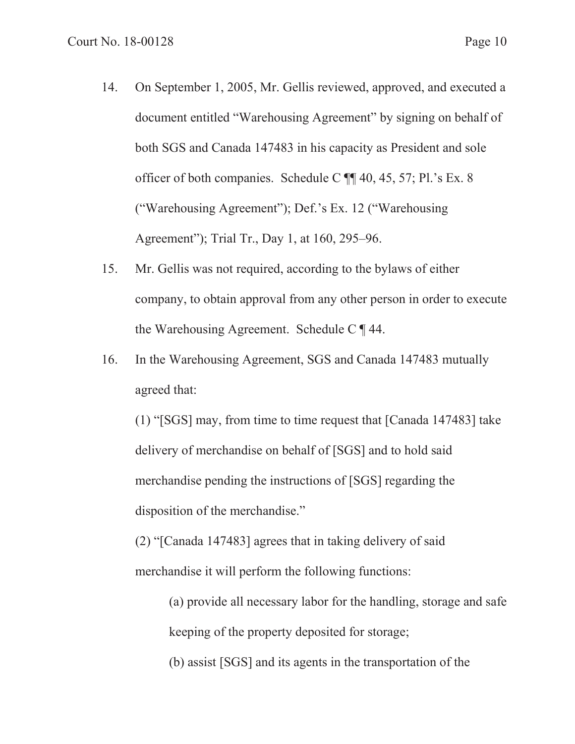14. On September 1, 2005, Mr. Gellis reviewed, approved, and executed a document entitled "Warehousing Agreement" by signing on behalf of both SGS and Canada 147483 in his capacity as President and sole officer of both companies. Schedule C ¶¶ 40, 45, 57; Pl.'s Ex. 8 ("Warehousing Agreement"); Def.'s Ex. 12 ("Warehousing Agreement"); Trial Tr., Day 1, at 160, 295–96.

15. Mr. Gellis was not required, according to the bylaws of either company, to obtain approval from any other person in order to execute the Warehousing Agreement. Schedule C ¶ 44.

16. In the Warehousing Agreement, SGS and Canada 147483 mutually agreed that:

    (1) "[SGS] may, from time to time request that [Canada 147483] take delivery of merchandise on behalf of [SGS] and to hold said merchandise pending the instructions of [SGS] regarding the disposition of the merchandise."

    (2) "[Canada 147483] agrees that in taking delivery of said merchandise it will perform the following functions:

        (a) provide all necessary labor for the handling, storage and safe keeping of the property deposited for storage;

        (b) assist [SGS] and its agents in the transportation of the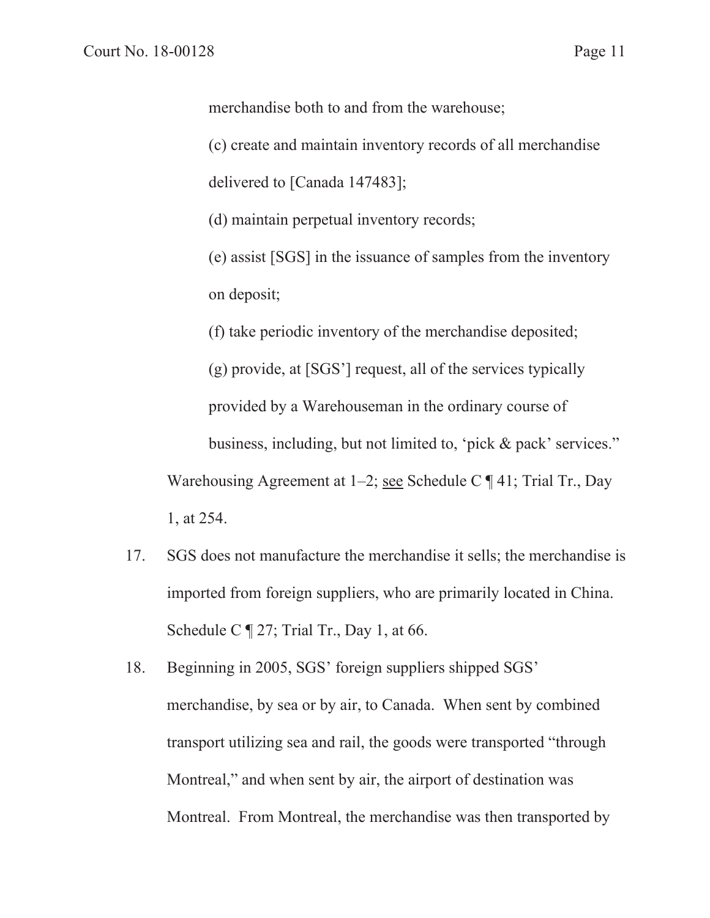merchandise both to and from the warehouse;

(c) create and maintain inventory records of all merchandise delivered to [Canada 147483];

(d) maintain perpetual inventory records;

(e) assist [SGS] in the issuance of samples from the inventory on deposit;

(f) take periodic inventory of the merchandise deposited;

(g) provide, at [SGS'] request, all of the services typically provided by a Warehouseman in the ordinary course of business, including, but not limited to, 'pick & pack' services."

Warehousing Agreement at 1–2; see Schedule C ¶ 41; Trial Tr., Day 1, at 254.

17. SGS does not manufacture the merchandise it sells; the merchandise is imported from foreign suppliers, who are primarily located in China. Schedule C ¶ 27; Trial Tr., Day 1, at 66.

18. Beginning in 2005, SGS' foreign suppliers shipped SGS' merchandise, by sea or by air, to Canada. When sent by combined transport utilizing sea and rail, the goods were transported "through Montreal," and when sent by air, the airport of destination was Montreal. From Montreal, the merchandise was then transported by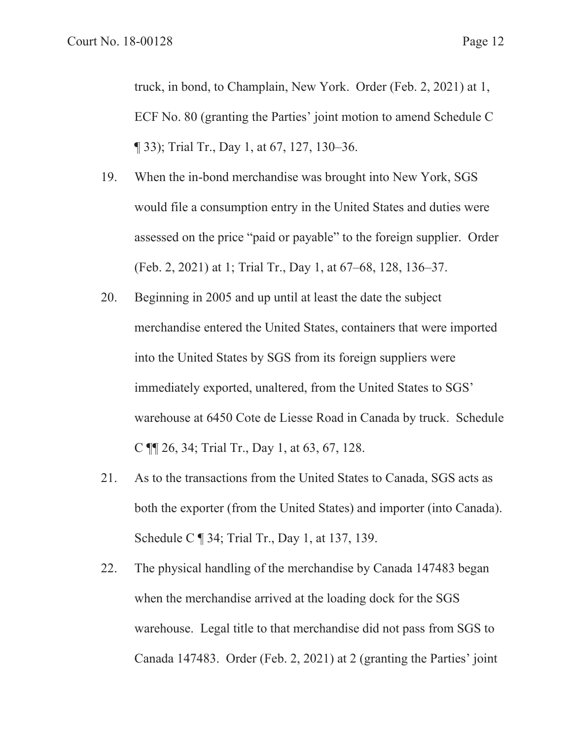truck, in bond, to Champlain, New York. Order (Feb. 2, 2021) at 1, ECF No. 80 (granting the Parties' joint motion to amend Schedule C ¶ 33); Trial Tr., Day 1, at 67, 127, 130–36.

19. When the in-bond merchandise was brought into New York, SGS would file a consumption entry in the United States and duties were assessed on the price "paid or payable" to the foreign supplier. Order (Feb. 2, 2021) at 1; Trial Tr., Day 1, at 67–68, 128, 136–37.

20. Beginning in 2005 and up until at least the date the subject merchandise entered the United States, containers that were imported into the United States by SGS from its foreign suppliers were immediately exported, unaltered, from the United States to SGS' warehouse at 6450 Cote de Liesse Road in Canada by truck. Schedule C ¶¶ 26, 34; Trial Tr., Day 1, at 63, 67, 128.

21. As to the transactions from the United States to Canada, SGS acts as both the exporter (from the United States) and importer (into Canada). Schedule C ¶ 34; Trial Tr., Day 1, at 137, 139.

22. The physical handling of the merchandise by Canada 147483 began when the merchandise arrived at the loading dock for the SGS warehouse. Legal title to that merchandise did not pass from SGS to Canada 147483. Order (Feb. 2, 2021) at 2 (granting the Parties' joint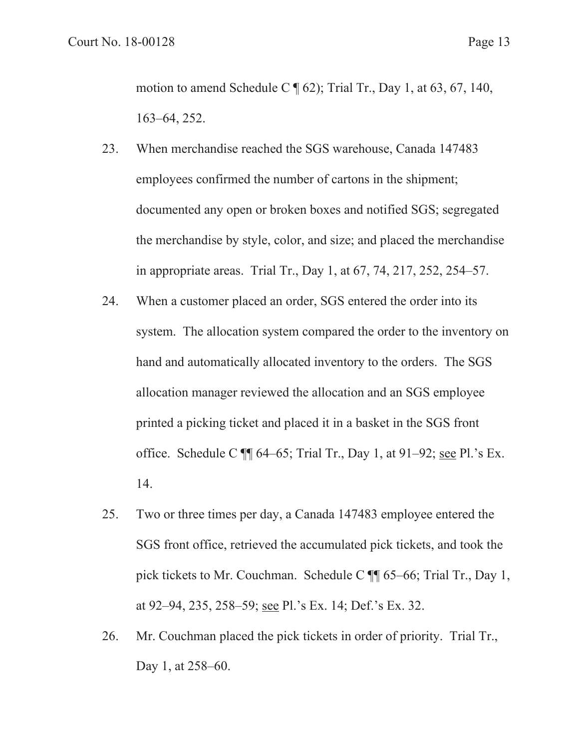motion to amend Schedule C ¶ 62); Trial Tr., Day 1, at 63, 67, 140, 163–64, 252.

23. When merchandise reached the SGS warehouse, Canada 147483 employees confirmed the number of cartons in the shipment; documented any open or broken boxes and notified SGS; segregated the merchandise by style, color, and size; and placed the merchandise in appropriate areas. Trial Tr., Day 1, at 67, 74, 217, 252, 254–57.

24. When a customer placed an order, SGS entered the order into its system. The allocation system compared the order to the inventory on hand and automatically allocated inventory to the orders. The SGS allocation manager reviewed the allocation and an SGS employee printed a picking ticket and placed it in a basket in the SGS front office. Schedule C ¶¶ 64–65; Trial Tr., Day 1, at 91–92; see Pl.'s Ex. 14.

25. Two or three times per day, a Canada 147483 employee entered the SGS front office, retrieved the accumulated pick tickets, and took the pick tickets to Mr. Couchman. Schedule C ¶¶ 65–66; Trial Tr., Day 1, at 92–94, 235, 258–59; see Pl.'s Ex. 14; Def.'s Ex. 32.

26. Mr. Couchman placed the pick tickets in order of priority. Trial Tr., Day 1, at 258–60.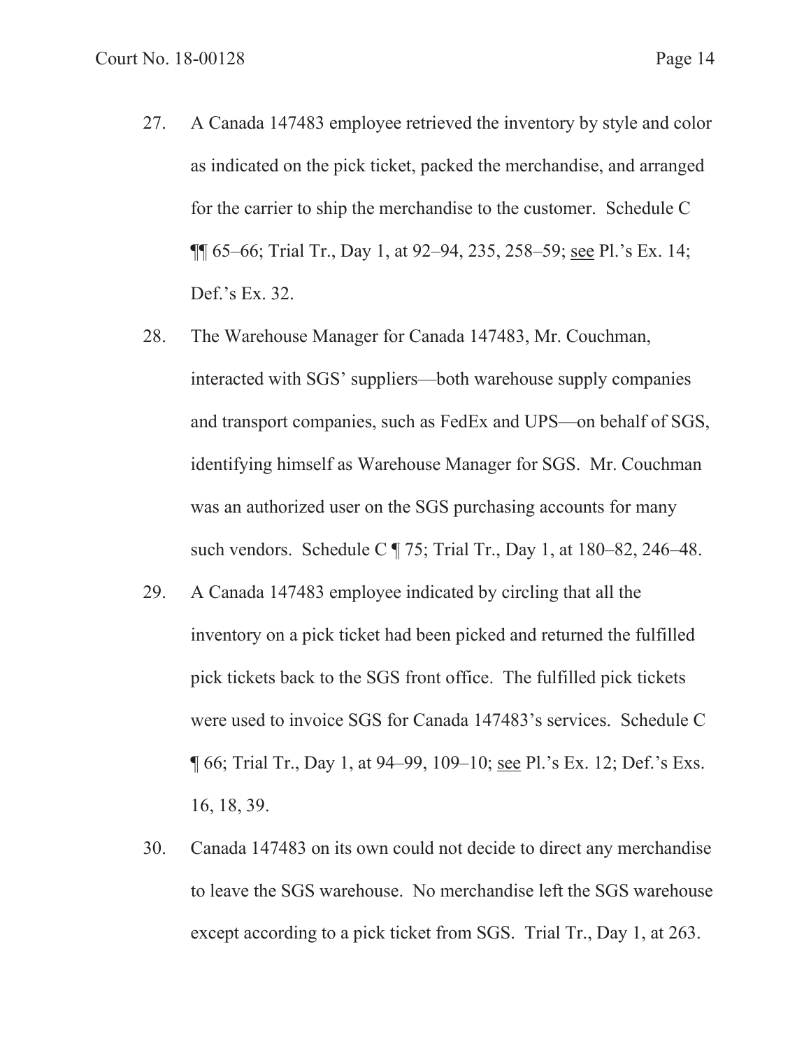27. A Canada 147483 employee retrieved the inventory by style and color as indicated on the pick ticket, packed the merchandise, and arranged for the carrier to ship the merchandise to the customer. Schedule C ¶¶ 65–66; Trial Tr., Day 1, at 92–94, 235, 258–59; see Pl.'s Ex. 14; Def.'s Ex. 32.

28. The Warehouse Manager for Canada 147483, Mr. Couchman, interacted with SGS' suppliers—both warehouse supply companies and transport companies, such as FedEx and UPS—on behalf of SGS, identifying himself as Warehouse Manager for SGS. Mr. Couchman was an authorized user on the SGS purchasing accounts for many such vendors. Schedule C ¶ 75; Trial Tr., Day 1, at 180–82, 246–48.

29. A Canada 147483 employee indicated by circling that all the inventory on a pick ticket had been picked and returned the fulfilled pick tickets back to the SGS front office. The fulfilled pick tickets were used to invoice SGS for Canada 147483's services. Schedule C ¶ 66; Trial Tr., Day 1, at 94–99, 109–10; see Pl.'s Ex. 12; Def.'s Exs. 16, 18, 39.

30. Canada 147483 on its own could not decide to direct any merchandise to leave the SGS warehouse. No merchandise left the SGS warehouse except according to a pick ticket from SGS. Trial Tr., Day 1, at 263.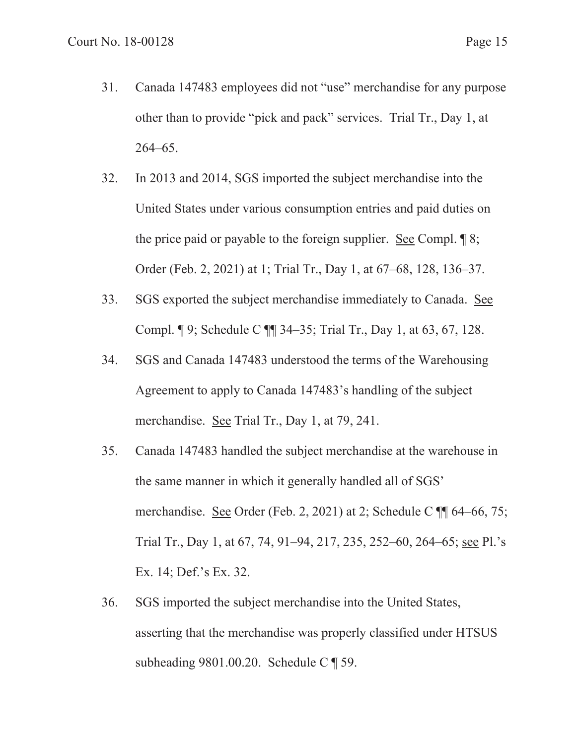31. Canada 147483 employees did not "use" merchandise for any purpose other than to provide "pick and pack" services. Trial Tr., Day 1, at 264–65.

32. In 2013 and 2014, SGS imported the subject merchandise into the United States under various consumption entries and paid duties on the price paid or payable to the foreign supplier. See Compl. ¶ 8; Order (Feb. 2, 2021) at 1; Trial Tr., Day 1, at 67–68, 128, 136–37.

33. SGS exported the subject merchandise immediately to Canada. See Compl. ¶ 9; Schedule C ¶¶ 34–35; Trial Tr., Day 1, at 63, 67, 128.

34. SGS and Canada 147483 understood the terms of the Warehousing Agreement to apply to Canada 147483's handling of the subject merchandise. See Trial Tr., Day 1, at 79, 241.

35. Canada 147483 handled the subject merchandise at the warehouse in the same manner in which it generally handled all of SGS' merchandise. See Order (Feb. 2, 2021) at 2; Schedule C ¶¶ 64–66, 75; Trial Tr., Day 1, at 67, 74, 91–94, 217, 235, 252–60, 264–65; see Pl.'s Ex. 14; Def.'s Ex. 32.

36. SGS imported the subject merchandise into the United States, asserting that the merchandise was properly classified under HTSUS subheading 9801.00.20. Schedule C ¶ 59.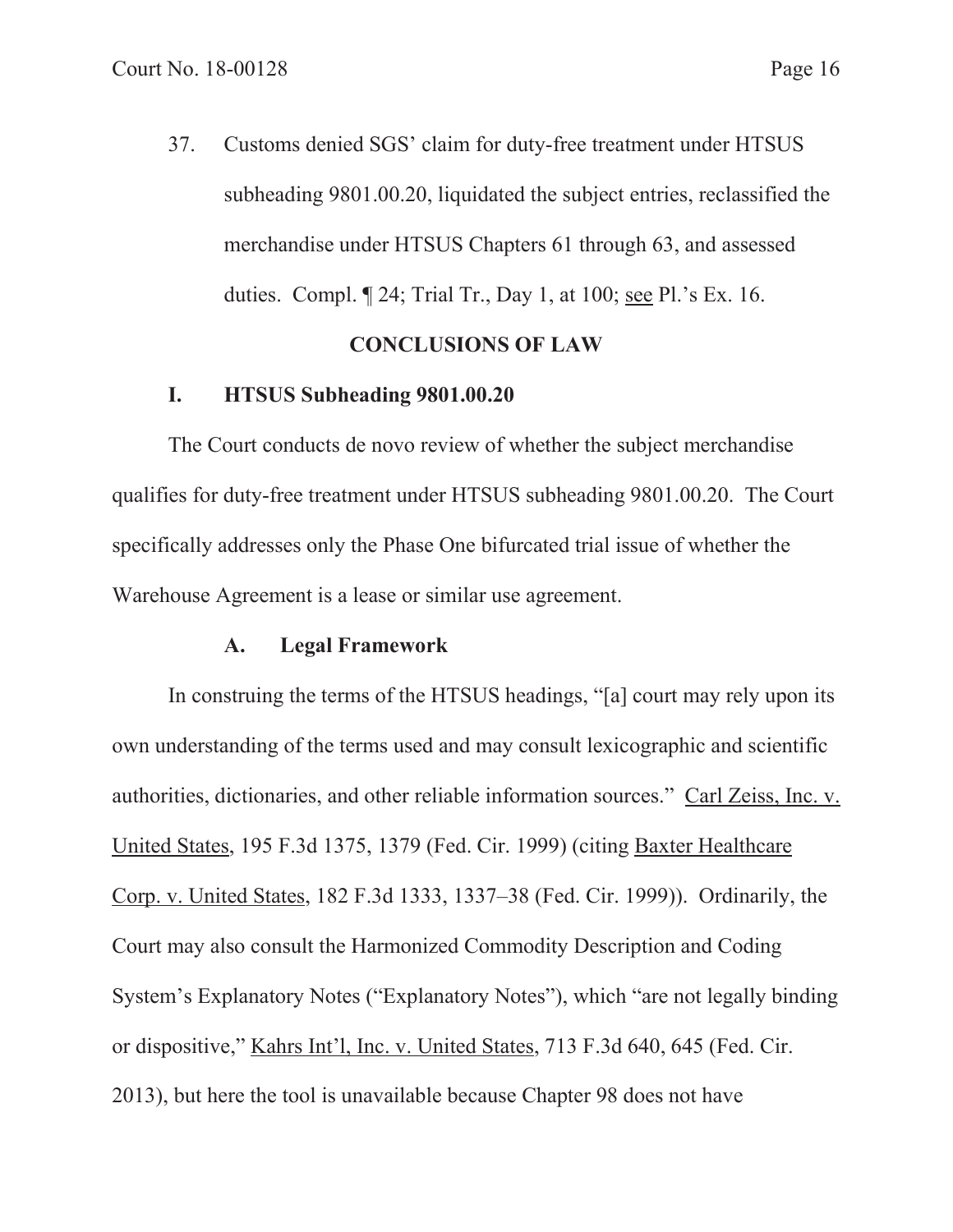37. Customs denied SGS' claim for duty-free treatment under HTSUS subheading 9801.00.20, liquidated the subject entries, reclassified the merchandise under HTSUS Chapters 61 through 63, and assessed duties. Compl. ¶ 24; Trial Tr., Day 1, at 100; see Pl.'s Ex. 16.

## CONCLUSIONS OF LAW

### I. HTSUS Subheading 9801.00.20

The Court conducts de novo review of whether the subject merchandise qualifies for duty-free treatment under HTSUS subheading 9801.00.20. The Court specifically addresses only the Phase One bifurcated trial issue of whether the Warehouse Agreement is a lease or similar use agreement.

#### A. Legal Framework

In construing the terms of the HTSUS headings, "[a] court may rely upon its own understanding of the terms used and may consult lexicographic and scientific authorities, dictionaries, and other reliable information sources." Carl Zeiss, Inc. v. United States, 195 F.3d 1375, 1379 (Fed. Cir. 1999) (citing Baxter Healthcare Corp. v. United States, 182 F.3d 1333, 1337–38 (Fed. Cir. 1999)). Ordinarily, the Court may also consult the Harmonized Commodity Description and Coding System's Explanatory Notes ("Explanatory Notes"), which "are not legally binding or dispositive," Kahrs Int'l, Inc. v. United States, 713 F.3d 640, 645 (Fed. Cir. 2013), but here the tool is unavailable because Chapter 98 does not have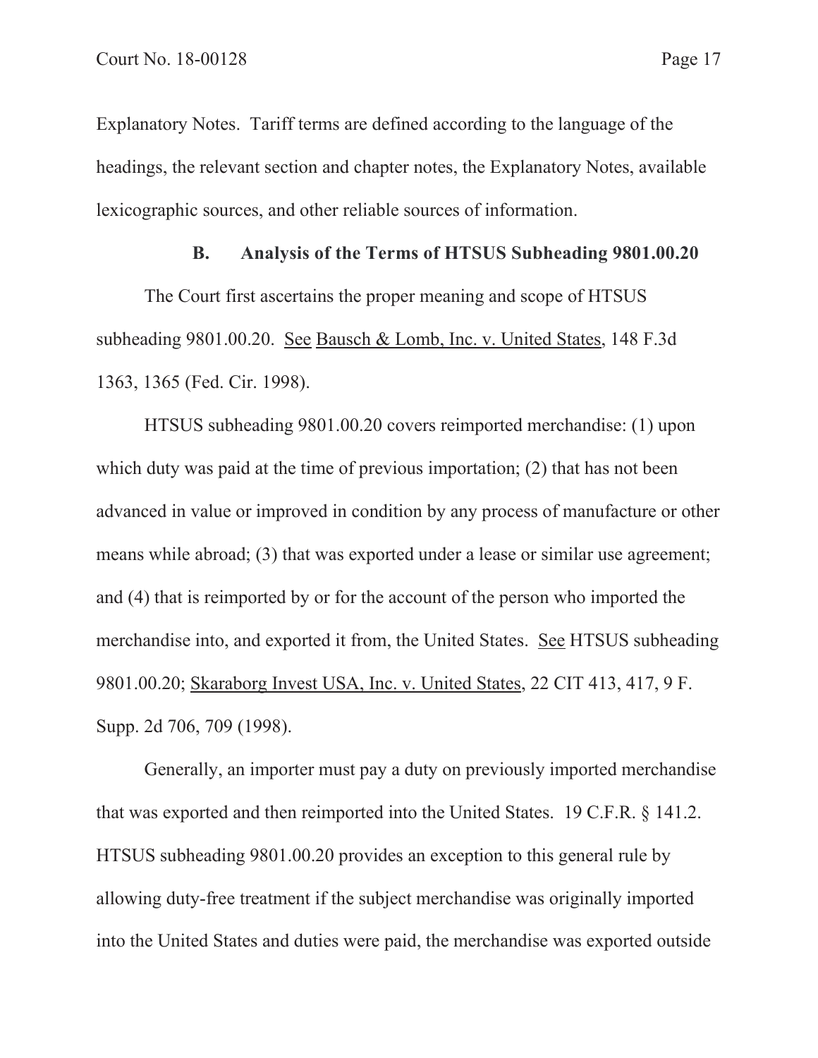Explanatory Notes. Tariff terms are defined according to the language of the headings, the relevant section and chapter notes, the Explanatory Notes, available lexicographic sources, and other reliable sources of information.

### B. Analysis of the Terms of HTSUS Subheading 9801.00.20

The Court first ascertains the proper meaning and scope of HTSUS subheading 9801.00.20. See Bausch & Lomb, Inc. v. United States, 148 F.3d 1363, 1365 (Fed. Cir. 1998).

HTSUS subheading 9801.00.20 covers reimported merchandise: (1) upon which duty was paid at the time of previous importation; (2) that has not been advanced in value or improved in condition by any process of manufacture or other means while abroad; (3) that was exported under a lease or similar use agreement; and (4) that is reimported by or for the account of the person who imported the merchandise into, and exported it from, the United States. See HTSUS subheading 9801.00.20; Skaraborg Invest USA, Inc. v. United States, 22 CIT 413, 417, 9 F. Supp. 2d 706, 709 (1998).

Generally, an importer must pay a duty on previously imported merchandise that was exported and then reimported into the United States. 19 C.F.R. § 141.2. HTSUS subheading 9801.00.20 provides an exception to this general rule by allowing duty-free treatment if the subject merchandise was originally imported into the United States and duties were paid, the merchandise was exported outside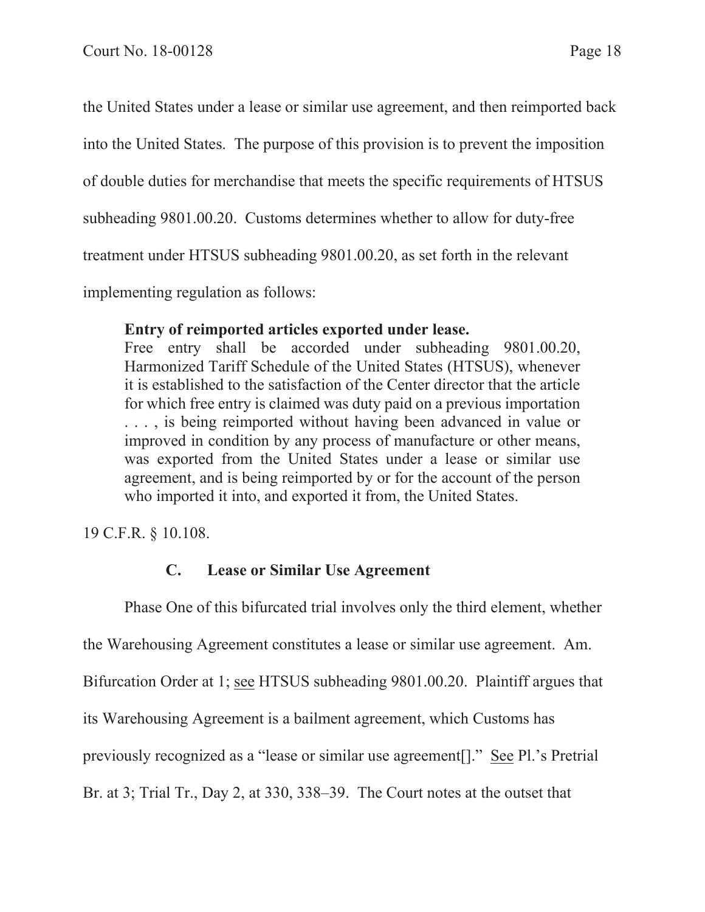the United States under a lease or similar use agreement, and then reimported back into the United States. The purpose of this provision is to prevent the imposition of double duties for merchandise that meets the specific requirements of HTSUS subheading 9801.00.20. Customs determines whether to allow for duty-free treatment under HTSUS subheading 9801.00.20, as set forth in the relevant implementing regulation as follows:

> **Entry of reimported articles exported under lease.**
> Free entry shall be accorded under subheading 9801.00.20, Harmonized Tariff Schedule of the United States (HTSUS), whenever it is established to the satisfaction of the Center director that the article for which free entry is claimed was duty paid on a previous importation . . . , is being reimported without having been advanced in value or improved in condition by any process of manufacture or other means, was exported from the United States under a lease or similar use agreement, and is being reimported by or for the account of the person who imported it into, and exported it from, the United States.

19 C.F.R. § 10.108.

### C. Lease or Similar Use Agreement

Phase One of this bifurcated trial involves only the third element, whether the Warehousing Agreement constitutes a lease or similar use agreement. Am. Bifurcation Order at 1; see HTSUS subheading 9801.00.20. Plaintiff argues that its Warehousing Agreement is a bailment agreement, which Customs has previously recognized as a "lease or similar use agreement[]." See Pl.'s Pretrial Br. at 3; Trial Tr., Day 2, at 330, 338–39. The Court notes at the outset that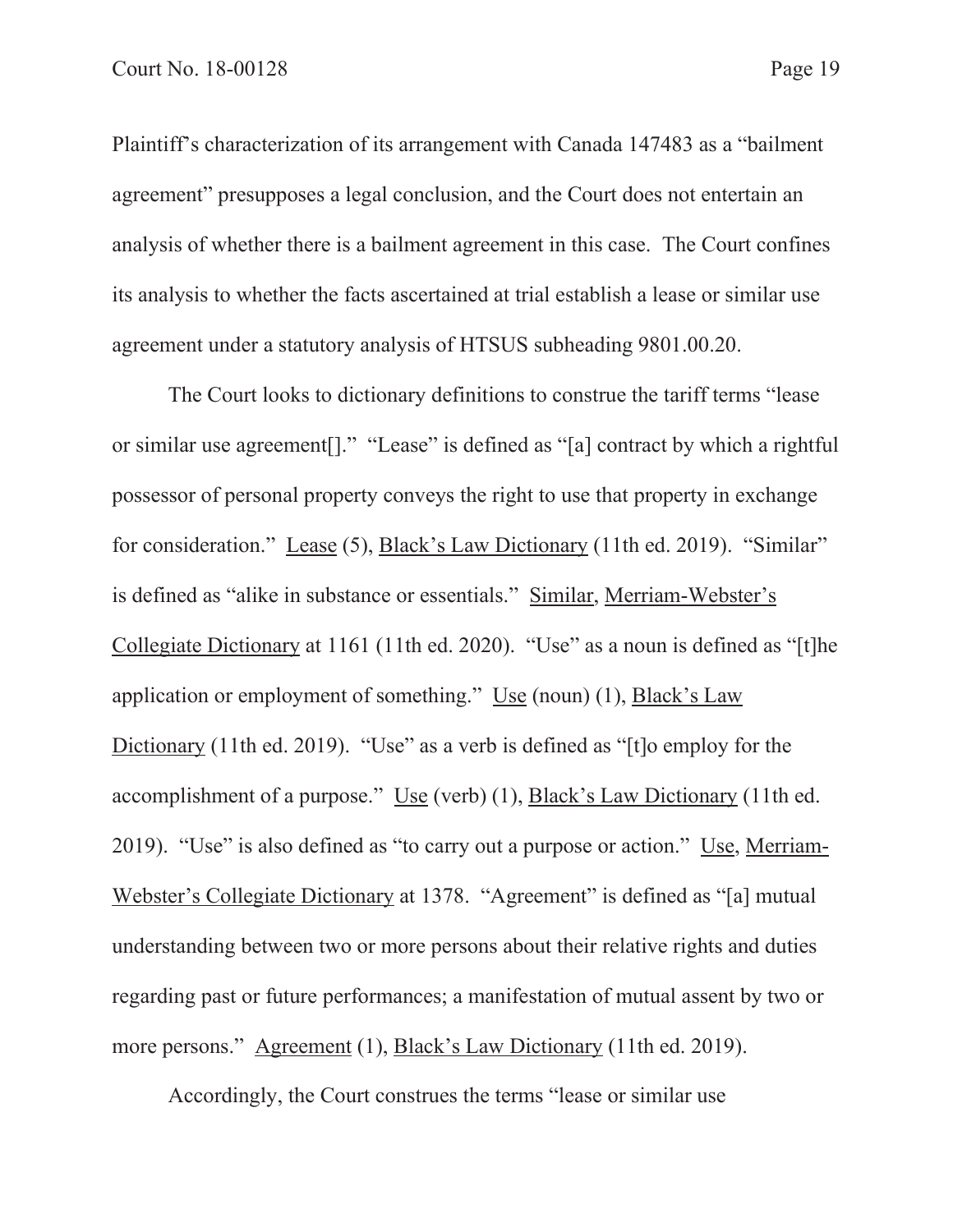Plaintiff's characterization of its arrangement with Canada 147483 as a "bailment agreement" presupposes a legal conclusion, and the Court does not entertain an analysis of whether there is a bailment agreement in this case. The Court confines its analysis to whether the facts ascertained at trial establish a lease or similar use agreement under a statutory analysis of HTSUS subheading 9801.00.20.

The Court looks to dictionary definitions to construe the tariff terms "lease or similar use agreement[]." "Lease" is defined as "[a] contract by which a rightful possessor of personal property conveys the right to use that property in exchange for consideration." Lease (5), Black's Law Dictionary (11th ed. 2019). "Similar" is defined as "alike in substance or essentials." Similar, Merriam-Webster's Collegiate Dictionary at 1161 (11th ed. 2020). "Use" as a noun is defined as "[t]he application or employment of something." Use (noun) (1), Black's Law Dictionary (11th ed. 2019). "Use" as a verb is defined as "[t]o employ for the accomplishment of a purpose." Use (verb) (1), Black's Law Dictionary (11th ed. 2019). "Use" is also defined as "to carry out a purpose or action." Use, Merriam-Webster's Collegiate Dictionary at 1378. "Agreement" is defined as "[a] mutual understanding between two or more persons about their relative rights and duties regarding past or future performances; a manifestation of mutual assent by two or more persons." Agreement (1), Black's Law Dictionary (11th ed. 2019).

Accordingly, the Court construes the terms "lease or similar use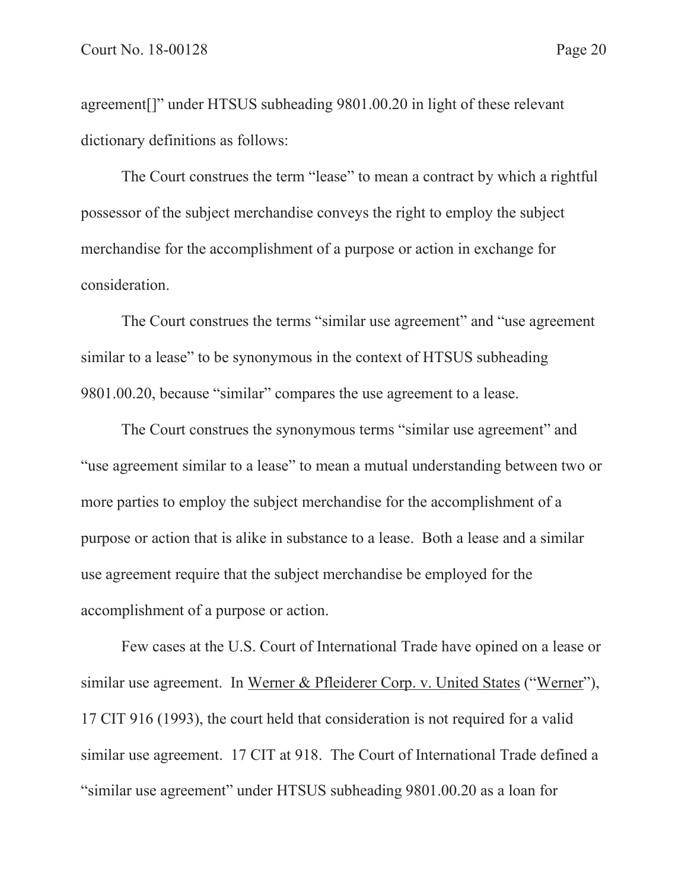agreement[]" under HTSUS subheading 9801.00.20 in light of these relevant dictionary definitions as follows:

The Court construes the term "lease" to mean a contract by which a rightful possessor of the subject merchandise conveys the right to employ the subject merchandise for the accomplishment of a purpose or action in exchange for consideration.

The Court construes the terms "similar use agreement" and "use agreement similar to a lease" to be synonymous in the context of HTSUS subheading 9801.00.20, because "similar" compares the use agreement to a lease.

The Court construes the synonymous terms "similar use agreement" and "use agreement similar to a lease" to mean a mutual understanding between two or more parties to employ the subject merchandise for the accomplishment of a purpose or action that is alike in substance to a lease. Both a lease and a similar use agreement require that the subject merchandise be employed for the accomplishment of a purpose or action.

Few cases at the U.S. Court of International Trade have opined on a lease or similar use agreement. In Werner & Pfleiderer Corp. v. United States ("Werner"), 17 CIT 916 (1993), the court held that consideration is not required for a valid similar use agreement. 17 CIT at 918. The Court of International Trade defined a "similar use agreement" under HTSUS subheading 9801.00.20 as a loan for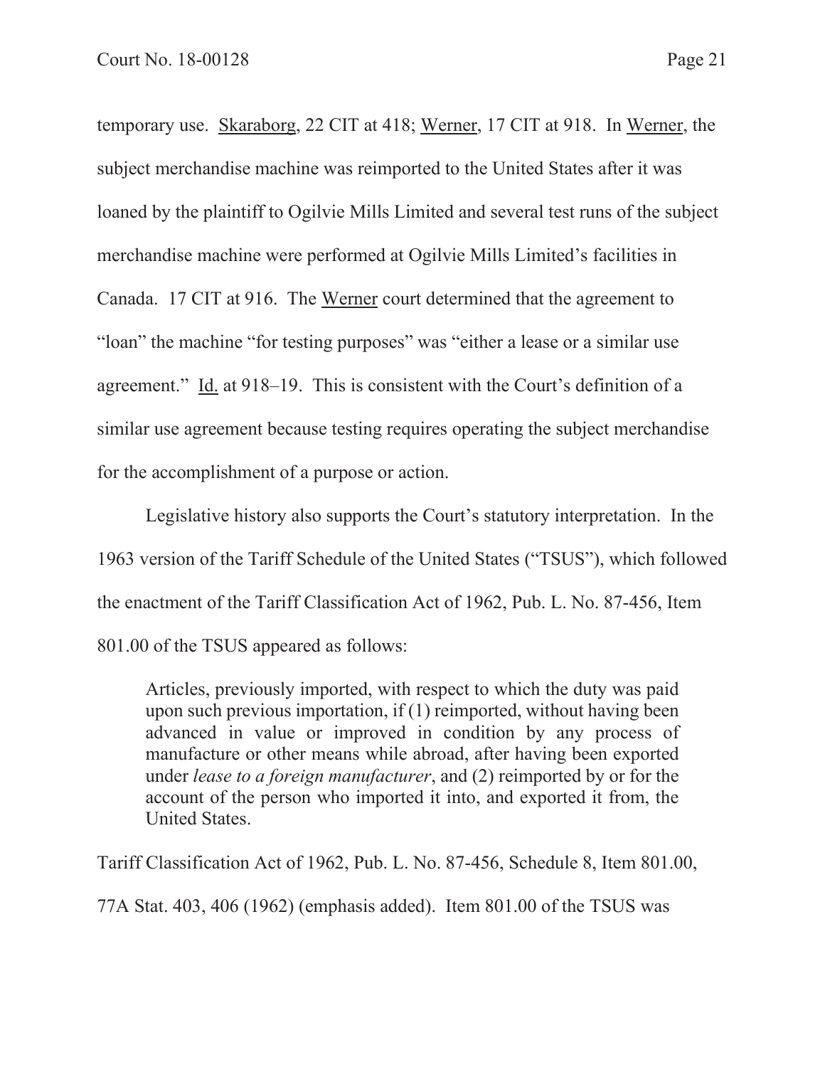temporary use. Skaraborg, 22 CIT at 418; Werner, 17 CIT at 918. In Werner, the subject merchandise machine was reimported to the United States after it was loaned by the plaintiff to Ogilvie Mills Limited and several test runs of the subject merchandise machine were performed at Ogilvie Mills Limited's facilities in Canada. 17 CIT at 916. The Werner court determined that the agreement to "loan" the machine "for testing purposes" was "either a lease or a similar use agreement." Id. at 918–19. This is consistent with the Court's definition of a similar use agreement because testing requires operating the subject merchandise for the accomplishment of a purpose or action.

Legislative history also supports the Court's statutory interpretation. In the 1963 version of the Tariff Schedule of the United States ("TSUS"), which followed the enactment of the Tariff Classification Act of 1962, Pub. L. No. 87-456, Item 801.00 of the TSUS appeared as follows:

> Articles, previously imported, with respect to which the duty was paid upon such previous importation, if (1) reimported, without having been advanced in value or improved in condition by any process of manufacture or other means while abroad, after having been exported under *lease to a foreign manufacturer*, and (2) reimported by or for the account of the person who imported it into, and exported it from, the United States.

Tariff Classification Act of 1962, Pub. L. No. 87-456, Schedule 8, Item 801.00, 77A Stat. 403, 406 (1962) (emphasis added). Item 801.00 of the TSUS was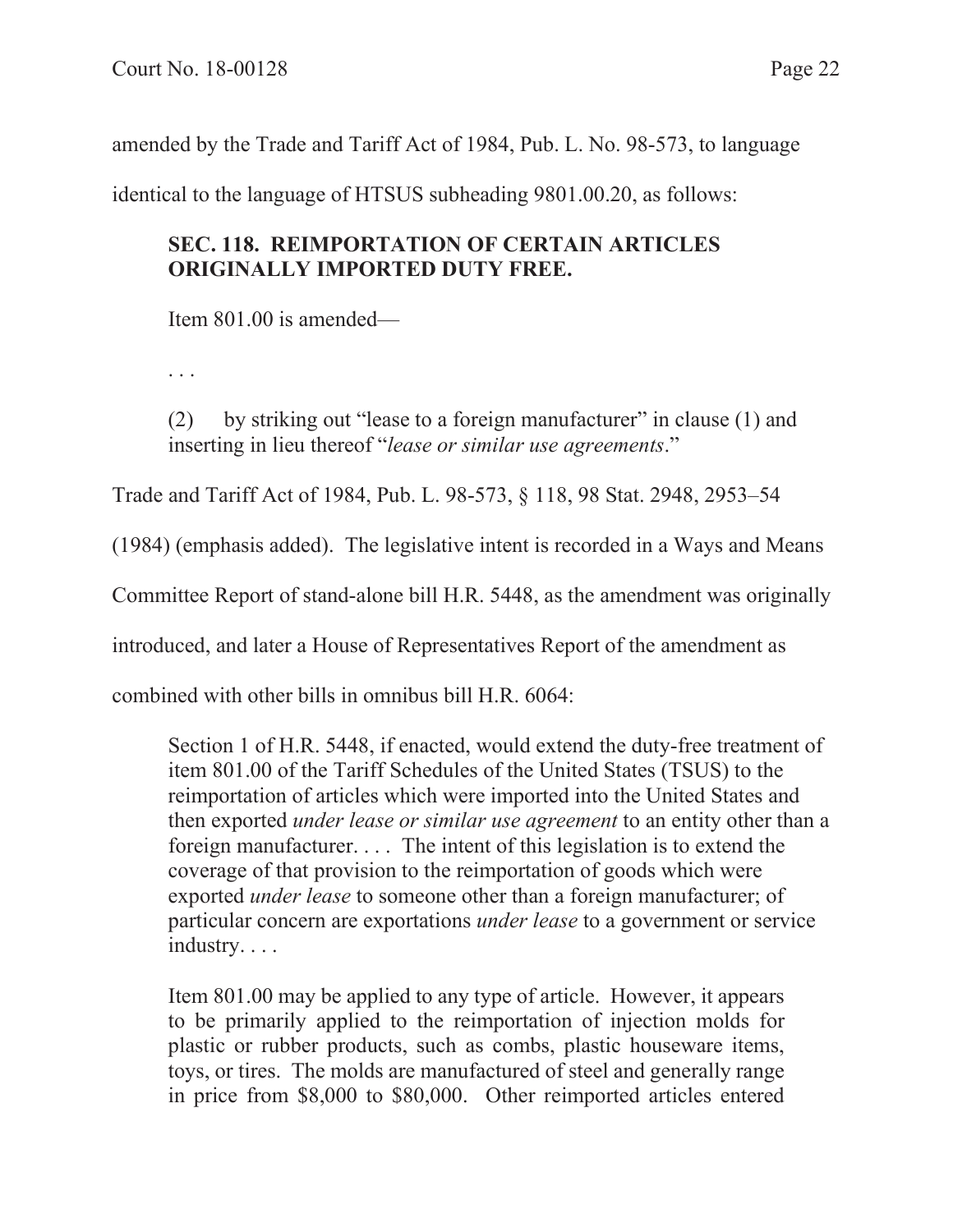amended by the Trade and Tariff Act of 1984, Pub. L. No. 98-573, to language identical to the language of HTSUS subheading 9801.00.20, as follows:

> **SEC. 118. REIMPORTATION OF CERTAIN ARTICLES ORIGINALLY IMPORTED DUTY FREE.**
>
> Item 801.00 is amended—
>
> . . .
>
> (2) by striking out "lease to a foreign manufacturer" in clause (1) and inserting in lieu thereof "*lease or similar use agreements*."

Trade and Tariff Act of 1984, Pub. L. 98-573, § 118, 98 Stat. 2948, 2953–54 (1984) (emphasis added). The legislative intent is recorded in a Ways and Means Committee Report of stand-alone bill H.R. 5448, as the amendment was originally introduced, and later a House of Representatives Report of the amendment as combined with other bills in omnibus bill H.R. 6064:

> Section 1 of H.R. 5448, if enacted, would extend the duty-free treatment of item 801.00 of the Tariff Schedules of the United States (TSUS) to the reimportation of articles which were imported into the United States and then exported *under lease or similar use agreement* to an entity other than a foreign manufacturer. . . . The intent of this legislation is to extend the coverage of that provision to the reimportation of goods which were exported *under lease* to someone other than a foreign manufacturer; of particular concern are exportations *under lease* to a government or service industry. . . .
>
> Item 801.00 may be applied to any type of article. However, it appears to be primarily applied to the reimportation of injection molds for plastic or rubber products, such as combs, plastic houseware items, toys, or tires. The molds are manufactured of steel and generally range in price from $8,000 to $80,000. Other reimported articles entered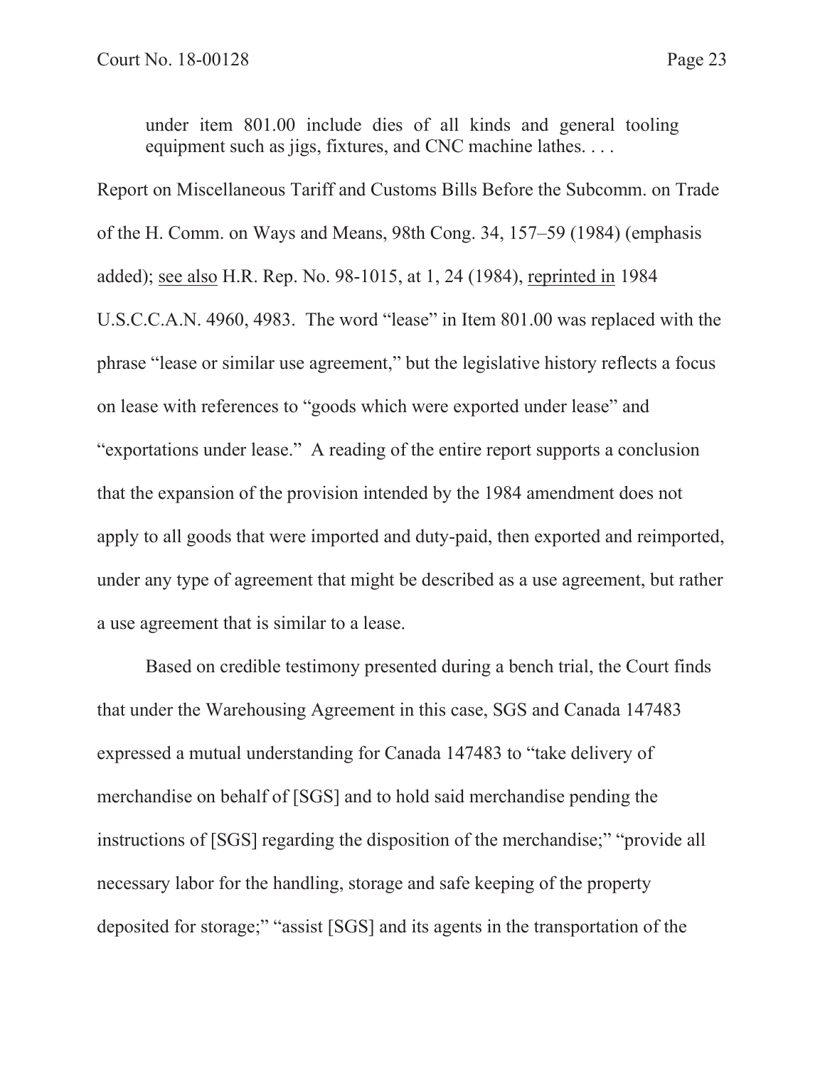> under item 801.00 include dies of all kinds and general tooling equipment such as jigs, fixtures, and CNC machine lathes. . . .

Report on Miscellaneous Tariff and Customs Bills Before the Subcomm. on Trade of the H. Comm. on Ways and Means, 98th Cong. 34, 157–59 (1984) (emphasis added); see also H.R. Rep. No. 98-1015, at 1, 24 (1984), reprinted in 1984 U.S.C.C.A.N. 4960, 4983. The word "lease" in Item 801.00 was replaced with the phrase "lease or similar use agreement," but the legislative history reflects a focus on lease with references to "goods which were exported under lease" and "exportations under lease." A reading of the entire report supports a conclusion that the expansion of the provision intended by the 1984 amendment does not apply to all goods that were imported and duty-paid, then exported and reimported, under any type of agreement that might be described as a use agreement, but rather a use agreement that is similar to a lease.

Based on credible testimony presented during a bench trial, the Court finds that under the Warehousing Agreement in this case, SGS and Canada 147483 expressed a mutual understanding for Canada 147483 to "take delivery of merchandise on behalf of [SGS] and to hold said merchandise pending the instructions of [SGS] regarding the disposition of the merchandise;" "provide all necessary labor for the handling, storage and safe keeping of the property deposited for storage;" "assist [SGS] and its agents in the transportation of the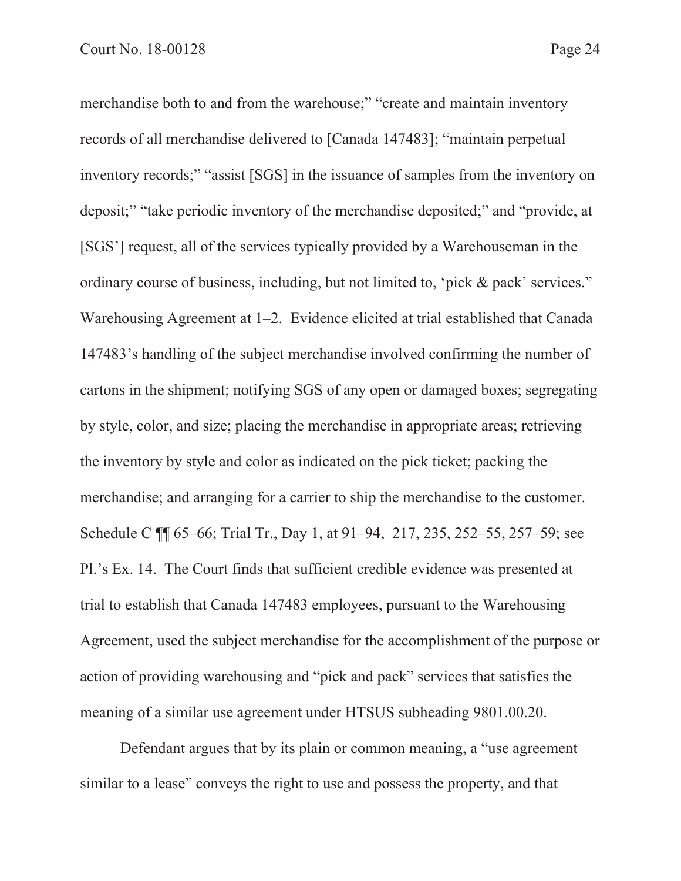merchandise both to and from the warehouse;" "create and maintain inventory records of all merchandise delivered to [Canada 147483]; "maintain perpetual inventory records;" "assist [SGS] in the issuance of samples from the inventory on deposit;" "take periodic inventory of the merchandise deposited;" and "provide, at [SGS'] request, all of the services typically provided by a Warehouseman in the ordinary course of business, including, but not limited to, 'pick & pack' services." Warehousing Agreement at 1–2. Evidence elicited at trial established that Canada 147483's handling of the subject merchandise involved confirming the number of cartons in the shipment; notifying SGS of any open or damaged boxes; segregating by style, color, and size; placing the merchandise in appropriate areas; retrieving the inventory by style and color as indicated on the pick ticket; packing the merchandise; and arranging for a carrier to ship the merchandise to the customer. Schedule C ¶¶ 65–66; Trial Tr., Day 1, at 91–94, 217, 235, 252–55, 257–59; see Pl.'s Ex. 14. The Court finds that sufficient credible evidence was presented at trial to establish that Canada 147483 employees, pursuant to the Warehousing Agreement, used the subject merchandise for the accomplishment of the purpose or action of providing warehousing and "pick and pack" services that satisfies the meaning of a similar use agreement under HTSUS subheading 9801.00.20.

Defendant argues that by its plain or common meaning, a "use agreement similar to a lease" conveys the right to use and possess the property, and that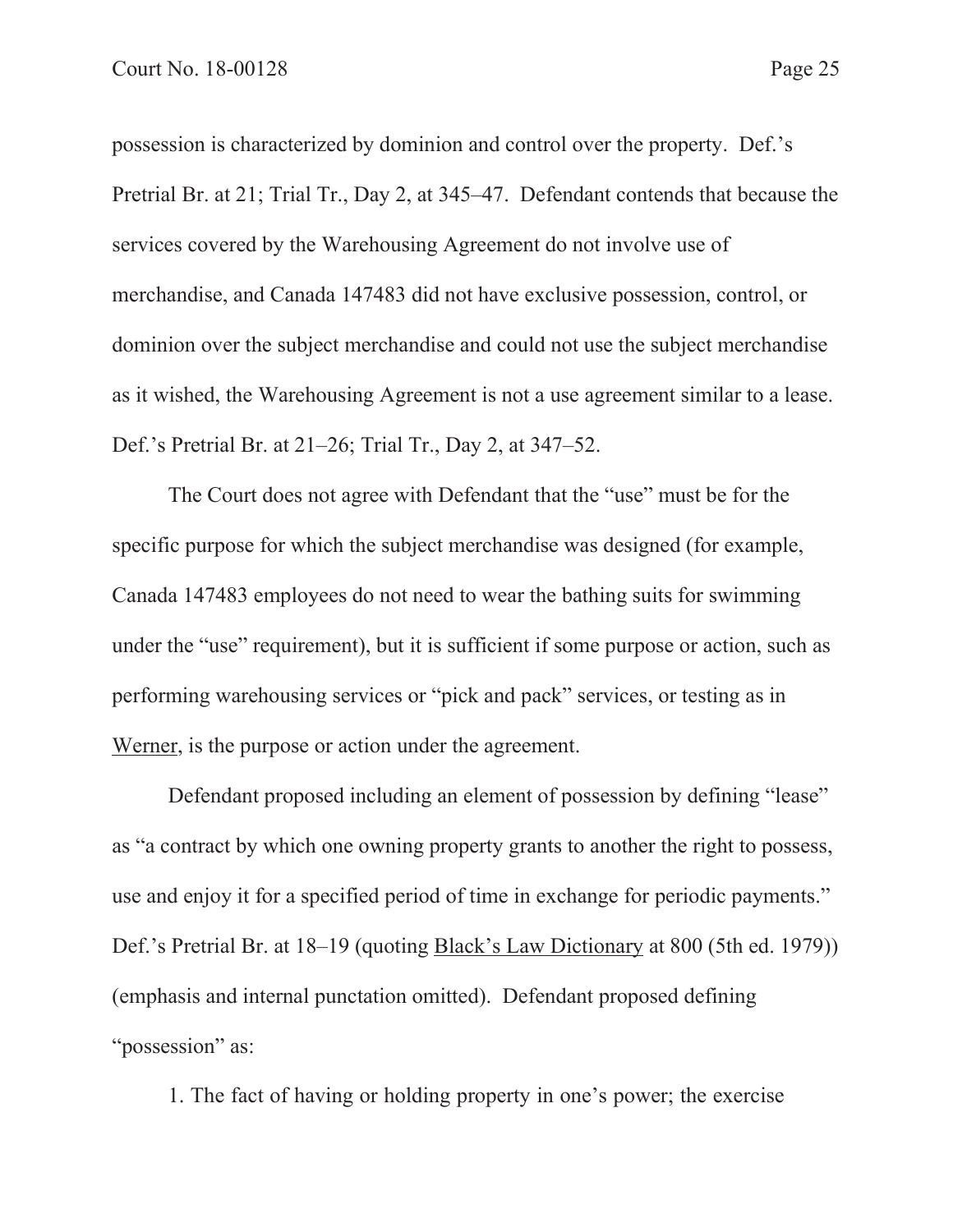possession is characterized by dominion and control over the property. Def.'s Pretrial Br. at 21; Trial Tr., Day 2, at 345–47. Defendant contends that because the services covered by the Warehousing Agreement do not involve use of merchandise, and Canada 147483 did not have exclusive possession, control, or dominion over the subject merchandise and could not use the subject merchandise as it wished, the Warehousing Agreement is not a use agreement similar to a lease. Def.'s Pretrial Br. at 21–26; Trial Tr., Day 2, at 347–52.

The Court does not agree with Defendant that the "use" must be for the specific purpose for which the subject merchandise was designed (for example, Canada 147483 employees do not need to wear the bathing suits for swimming under the "use" requirement), but it is sufficient if some purpose or action, such as performing warehousing services or "pick and pack" services, or testing as in Werner, is the purpose or action under the agreement.

Defendant proposed including an element of possession by defining "lease" as "a contract by which one owning property grants to another the right to possess, use and enjoy it for a specified period of time in exchange for periodic payments." Def.'s Pretrial Br. at 18–19 (quoting Black's Law Dictionary at 800 (5th ed. 1979)) (emphasis and internal punctation omitted). Defendant proposed defining "possession" as:

1. The fact of having or holding property in one's power; the exercise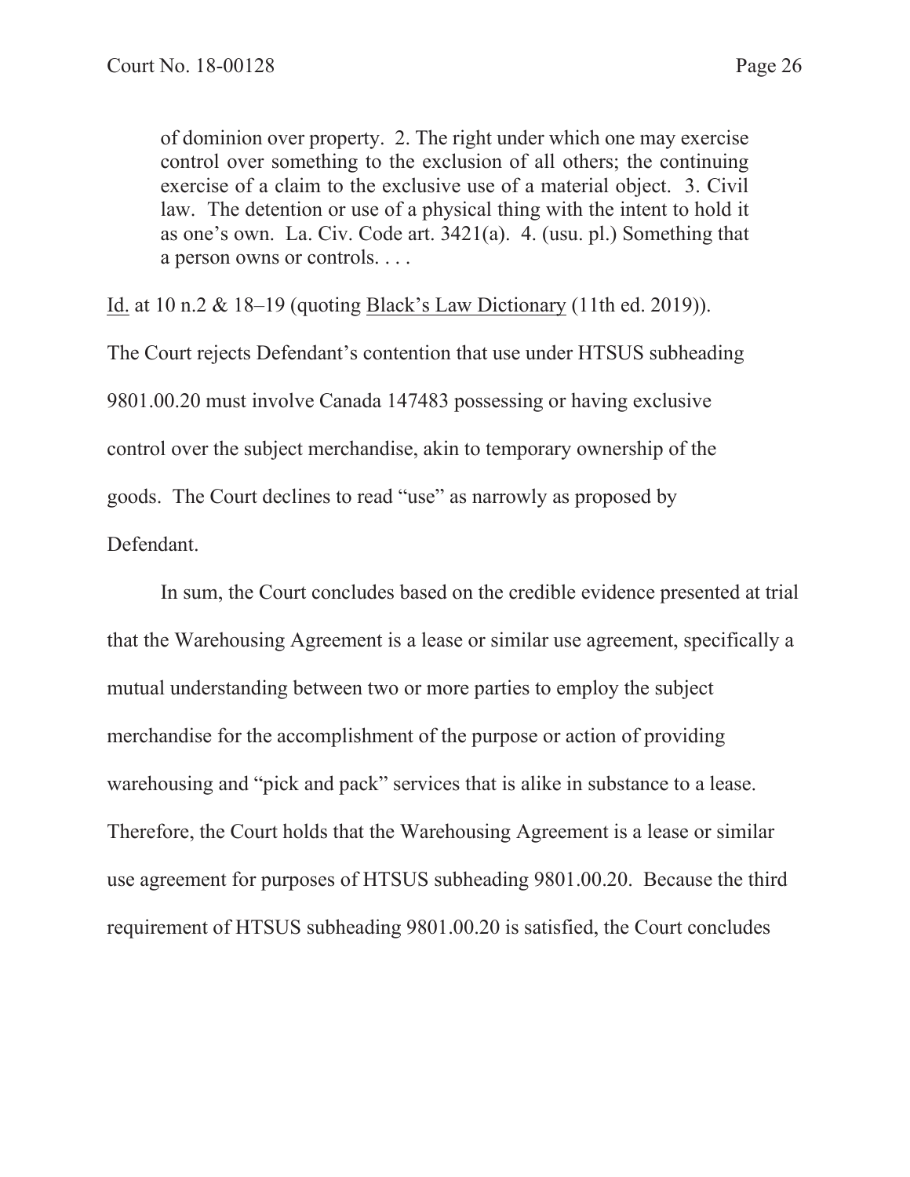> of dominion over property. 2. The right under which one may exercise control over something to the exclusion of all others; the continuing exercise of a claim to the exclusive use of a material object. 3. Civil law. The detention or use of a physical thing with the intent to hold it as one's own. La. Civ. Code art. 3421(a). 4. (usu. pl.) Something that a person owns or controls. . . .

Id. at 10 n.2 & 18–19 (quoting Black's Law Dictionary (11th ed. 2019)). The Court rejects Defendant's contention that use under HTSUS subheading 9801.00.20 must involve Canada 147483 possessing or having exclusive control over the subject merchandise, akin to temporary ownership of the goods. The Court declines to read "use" as narrowly as proposed by Defendant.

In sum, the Court concludes based on the credible evidence presented at trial that the Warehousing Agreement is a lease or similar use agreement, specifically a mutual understanding between two or more parties to employ the subject merchandise for the accomplishment of the purpose or action of providing warehousing and "pick and pack" services that is alike in substance to a lease. Therefore, the Court holds that the Warehousing Agreement is a lease or similar use agreement for purposes of HTSUS subheading 9801.00.20. Because the third requirement of HTSUS subheading 9801.00.20 is satisfied, the Court concludes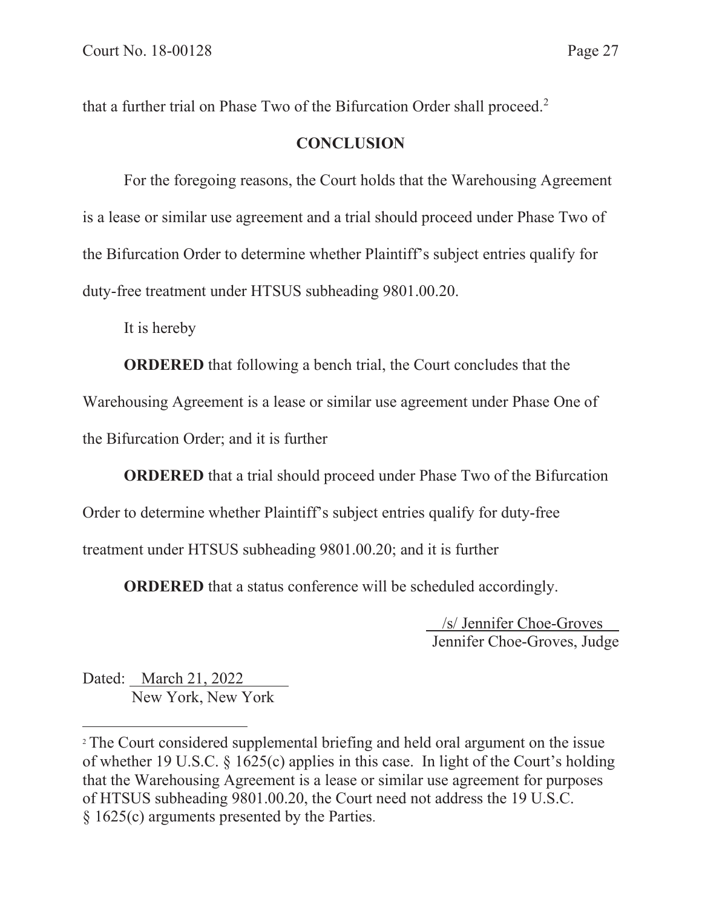that a further trial on Phase Two of the Bifurcation Order shall proceed.[2]

## CONCLUSION

For the foregoing reasons, the Court holds that the Warehousing Agreement is a lease or similar use agreement and a trial should proceed under Phase Two of the Bifurcation Order to determine whether Plaintiff's subject entries qualify for duty-free treatment under HTSUS subheading 9801.00.20.

It is hereby

**ORDERED** that following a bench trial, the Court concludes that the Warehousing Agreement is a lease or similar use agreement under Phase One of the Bifurcation Order; and it is further

**ORDERED** that a trial should proceed under Phase Two of the Bifurcation Order to determine whether Plaintiff's subject entries qualify for duty-free treatment under HTSUS subheading 9801.00.20; and it is further

**ORDERED** that a status conference will be scheduled accordingly.

/s/ Jennifer Choe-Groves
Jennifer Choe-Groves, Judge

Dated: March 21, 2022
New York, New York

---

[2] The Court considered supplemental briefing and held oral argument on the issue of whether 19 U.S.C. § 1625(c) applies in this case. In light of the Court's holding that the Warehousing Agreement is a lease or similar use agreement for purposes of HTSUS subheading 9801.00.20, the Court need not address the 19 U.S.C. § 1625(c) arguments presented by the Parties.